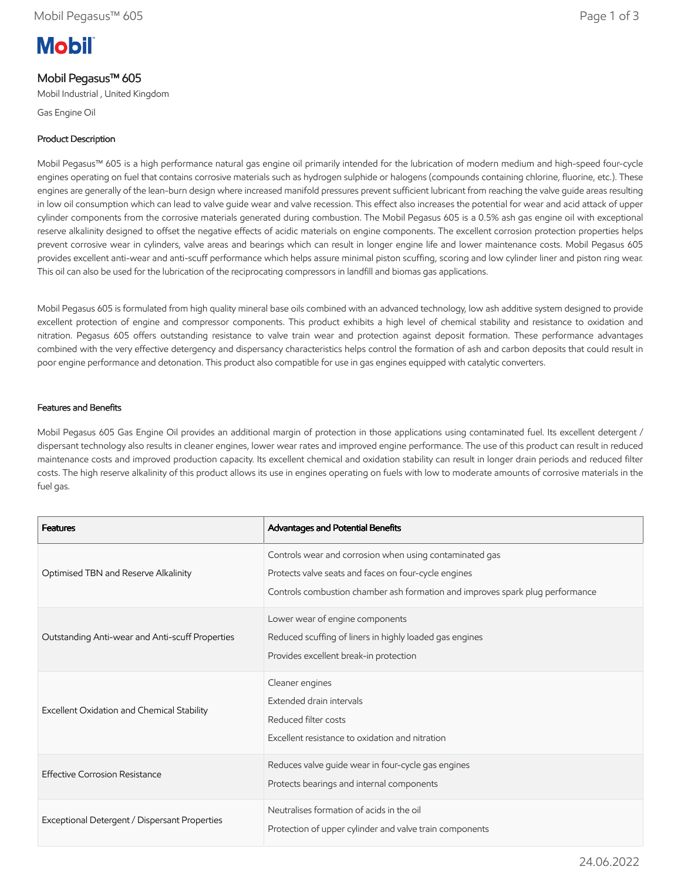# Mobil Pegasus™ 605

Mobil Industrial , United Kingdom

Gas Engine Oil

## Product Description

Mobil Pegasus™ 605 is a high performance natural gas engine oil primarily intended for the lubrication of modern medium and high-speed four-cycle engines operating on fuel that contains corrosive materials such as hydrogen sulphide or halogens (compounds containing chlorine, fluorine, etc.). These engines are generally of the lean-burn design where increased manifold pressures prevent sufficient lubricant from reaching the valve guide areas resulting in low oil consumption which can lead to valve guide wear and valve recession. This effect also increases the potential for wear and acid attack of upper cylinder components from the corrosive materials generated during combustion. The Mobil Pegasus 605 is a 0.5% ash gas engine oil with exceptional reserve alkalinity designed to offset the negative effects of acidic materials on engine components. The excellent corrosion protection properties helps prevent corrosive wear in cylinders, valve areas and bearings which can result in longer engine life and lower maintenance costs. Mobil Pegasus 605 provides excellent anti-wear and anti-scuff performance which helps assure minimal piston scuffing, scoring and low cylinder liner and piston ring wear. This oil can also be used for the lubrication of the reciprocating compressors in landfill and biomas gas applications.

Mobil Pegasus 605 is formulated from high quality mineral base oils combined with an advanced technology, low ash additive system designed to provide excellent protection of engine and compressor components. This product exhibits a high level of chemical stability and resistance to oxidation and nitration. Pegasus 605 offers outstanding resistance to valve train wear and protection against deposit formation. These performance advantages combined with the very effective detergency and dispersancy characteristics helps control the formation of ash and carbon deposits that could result in poor engine performance and detonation. This product also compatible for use in gas engines equipped with catalytic converters.

## Features and Benefits

Mobil Pegasus 605 Gas Engine Oil provides an additional margin of protection in those applications using contaminated fuel. Its excellent detergent / dispersant technology also results in cleaner engines, lower wear rates and improved engine performance. The use of this product can result in reduced maintenance costs and improved production capacity. Its excellent chemical and oxidation stability can result in longer drain periods and reduced filter costs. The high reserve alkalinity of this product allows its use in engines operating on fuels with low to moderate amounts of corrosive materials in the fuel gas.

| Features | Advantages and Potential Benefits |
|---|---|
| Optimised TBN and Reserve Alkalinity | Controls wear and corrosion when using contaminated gas<br>Protects valve seats and faces on four-cycle engines<br>Controls combustion chamber ash formation and improves spark plug performance |
| Outstanding Anti-wear and Anti-scuff Properties | Lower wear of engine components<br>Reduced scuffing of liners in highly loaded gas engines<br>Provides excellent break-in protection |
| Excellent Oxidation and Chemical Stability | Cleaner engines<br>Extended drain intervals<br>Reduced filter costs<br>Excellent resistance to oxidation and nitration |
| Effective Corrosion Resistance | Reduces valve guide wear in four-cycle gas engines<br>Protects bearings and internal components |
| Exceptional Detergent / Dispersant Properties | Neutralises formation of acids in the oil<br>Protection of upper cylinder and valve train components |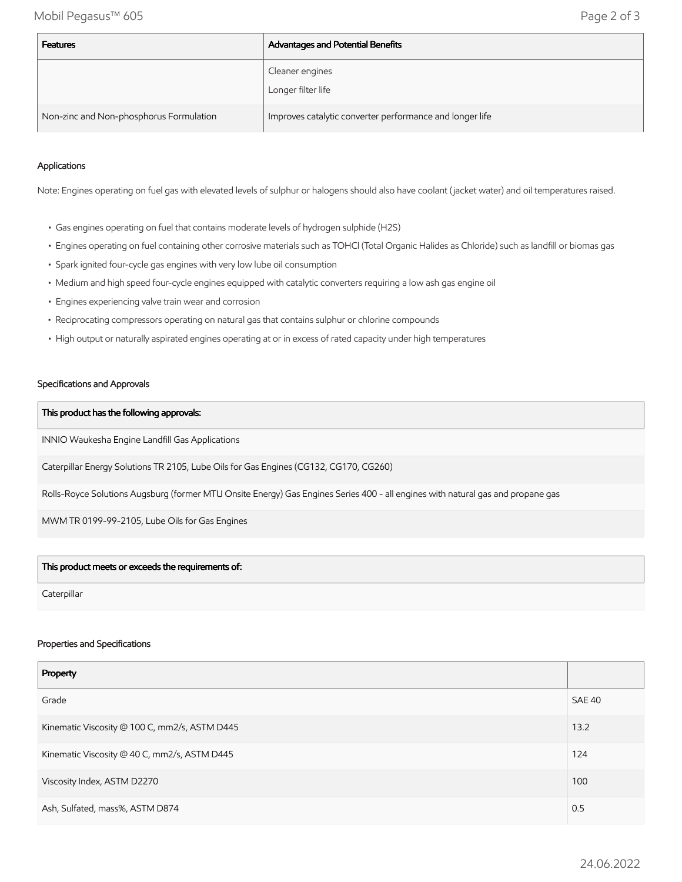| Features | Advantages and Potential Benefits |
|---|---|
| | Cleaner engines<br>Longer filter life |
| Non-zinc and Non-phosphorus Formulation | Improves catalytic converter performance and longer life |

### Applications

Note: Engines operating on fuel gas with elevated levels of sulphur or halogens should also have coolant (jacket water) and oil temperatures raised.

- Gas engines operating on fuel that contains moderate levels of hydrogen sulphide ($H_2S$)
- Engines operating on fuel containing other corrosive materials such as TOHCl (Total Organic Halides as Chloride) such as landfill or biomas gas
- Spark ignited four-cycle gas engines with very low lube oil consumption
- Medium and high speed four-cycle engines equipped with catalytic converters requiring a low ash gas engine oil
- Engines experiencing valve train wear and corrosion
- Reciprocating compressors operating on natural gas that contains sulphur or chlorine compounds
- High output or naturally aspirated engines operating at or in excess of rated capacity under high temperatures

### Specifications and Approvals

| This product has the following approvals: |
|---|
| INNIO Waukesha Engine Landfill Gas Applications |
| Caterpillar Energy Solutions TR 2105, Lube Oils for Gas Engines (CG132, CG170, CG260) |
| Rolls-Royce Solutions Augsburg (former MTU Onsite Energy) Gas Engines Series 400 - all engines with natural gas and propane gas |
| MWM TR 0199-99-2105, Lube Oils for Gas Engines |

| This product meets or exceeds the requirements of: |
|---|
| Caterpillar |

### Properties and Specifications

| Property | |
|---|---|
| Grade | SAE 40 |
| Kinematic Viscosity @ 100 C, mm2/s, ASTM D445 | 13.2 |
| Kinematic Viscosity @ 40 C, mm2/s, ASTM D445 | 124 |
| Viscosity Index, ASTM D2270 | 100 |
| Ash, Sulfated, mass%, ASTM D874 | 0.5 |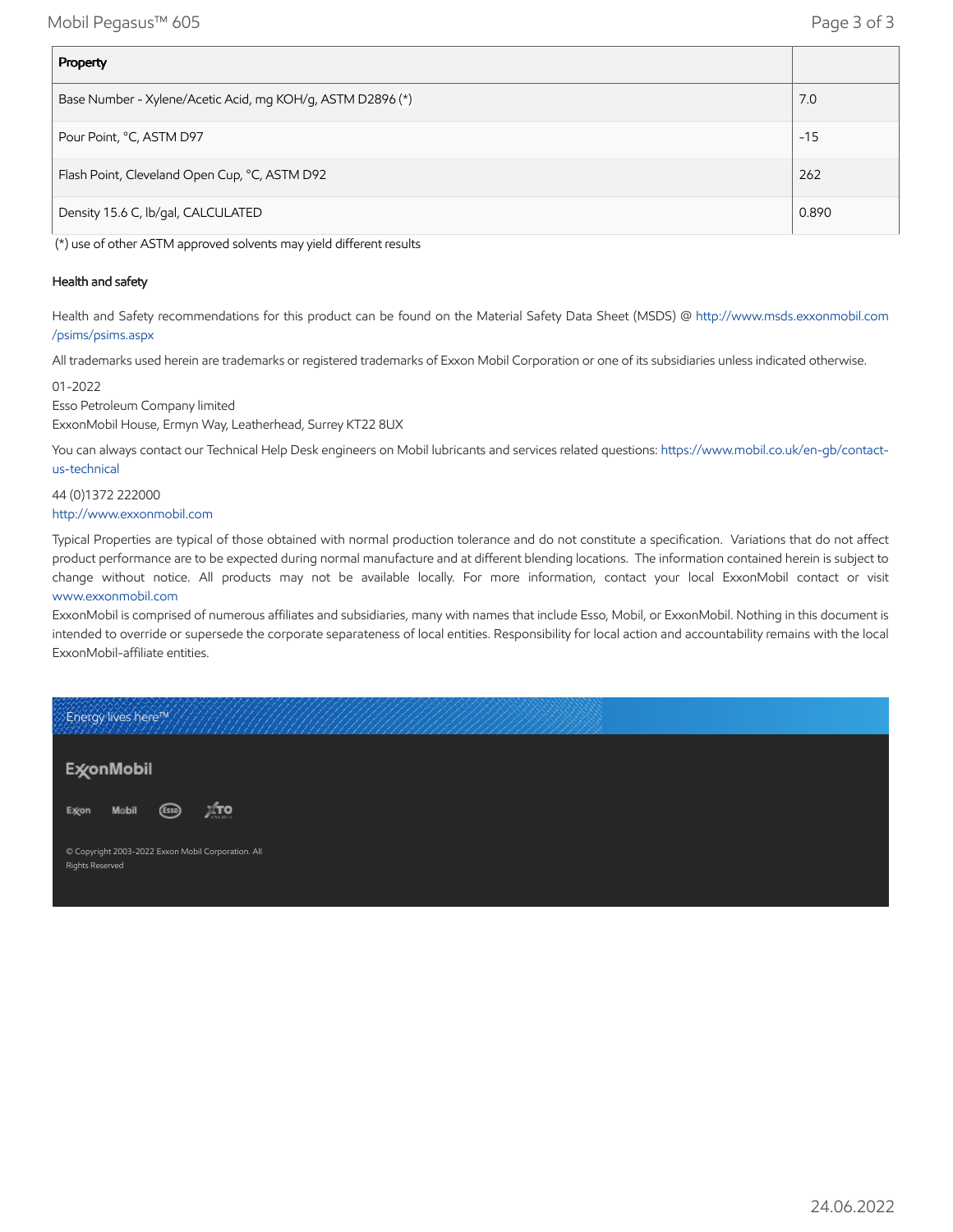| Property | |
|---|---|
| Base Number - Xylene/Acetic Acid, mg KOH/g, ASTM D2896 (*) | 7.0 |
| Pour Point, °C, ASTM D97 | -15 |
| Flash Point, Cleveland Open Cup, °C, ASTM D92 | 262 |
| Density 15.6 C, lb/gal, CALCULATED | 0.890 |

(*) use of other ASTM approved solvents may yield different results

#### Health and safety

Health and Safety recommendations for this product can be found on the Material Safety Data Sheet (MSDS) @ http://www.msds.exxonmobil.com/psims/psims.aspx

All trademarks used herein are trademarks or registered trademarks of Exxon Mobil Corporation or one of its subsidiaries unless indicated otherwise.

01-2022
Esso Petroleum Company limited
ExxonMobil House, Ermyn Way, Leatherhead, Surrey KT22 8UX

You can always contact our Technical Help Desk engineers on Mobil lubricants and services related questions: https://www.mobil.co.uk/en-gb/contact-us-technical

44 (0)1372 222000
http://www.exxonmobil.com

Typical Properties are typical of those obtained with normal production tolerance and do not constitute a specification. Variations that do not affect product performance are to be expected during normal manufacture and at different blending locations. The information contained herein is subject to change without notice. All products may not be available locally. For more information, contact your local ExxonMobil contact or visit www.exxonmobil.com

ExxonMobil is comprised of numerous affiliates and subsidiaries, many with names that include Esso, Mobil, or ExxonMobil. Nothing in this document is intended to override or supersede the corporate separateness of local entities. Responsibility for local action and accountability remains with the local ExxonMobil-affiliate entities.

Energy lives here™

ExxonMobil

Exxon Mobil Esso XTO

© Copyright 2003-2022 Exxon Mobil Corporation. All Rights Reserved

24.06.2022